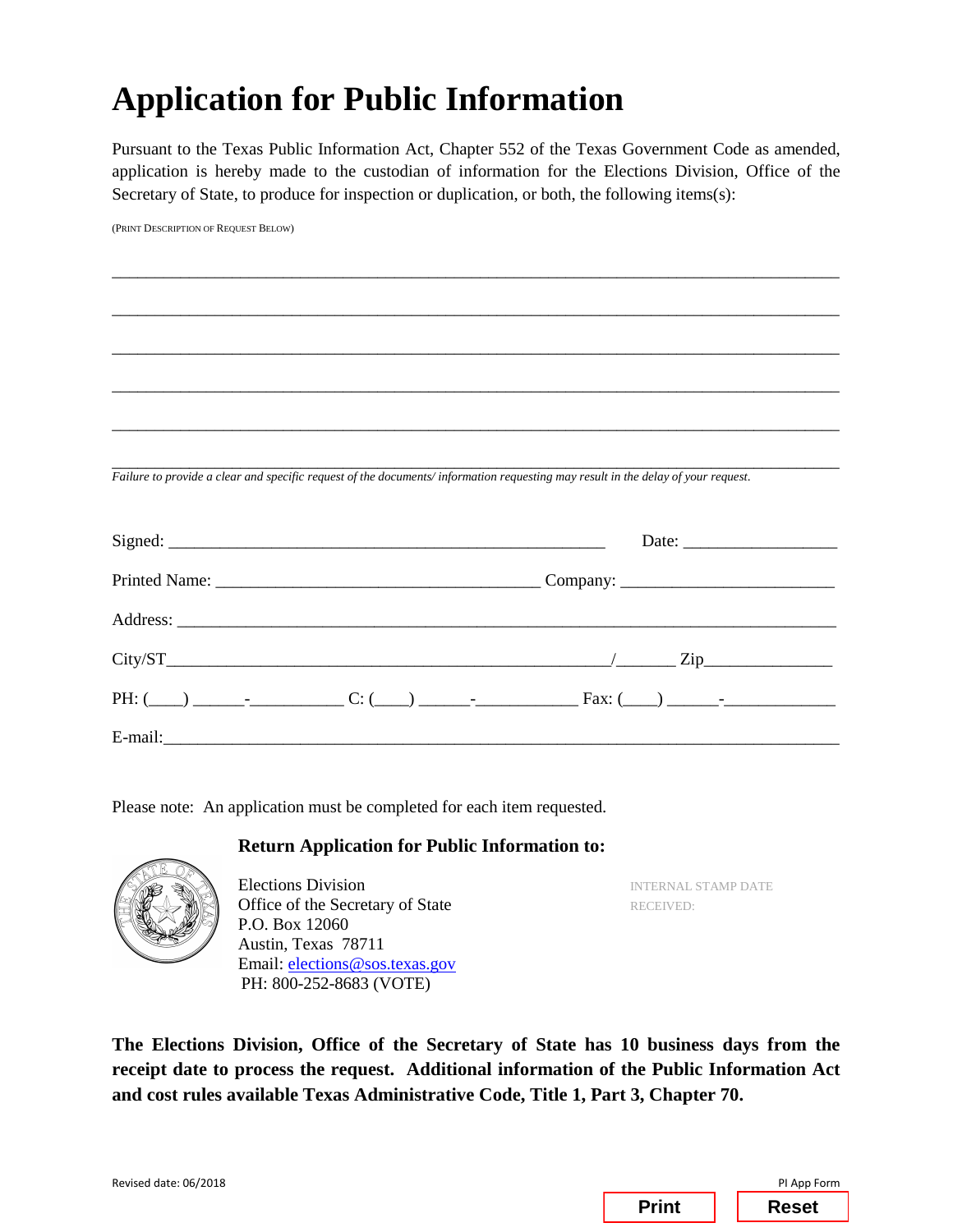# Application for Public Information

Pursuant to the Texas Public Information Act, Chapter 552 of the Texas Government Code as amended, application is hereby made to the custodian of information for the Elections Division, Office of the Secretary of State, to produce for inspection or duplication, or both, the following items(s):

(PRINT DESCRIPTION OF REQUEST BELOW)

______________________________________________________________________________

______________________________________________________________________________

______________________________________________________________________________

______________________________________________________________________________

______________________________________________________________________________

______________________________________________________________________________

*Failure to provide a clear and specific request of the documents/ information requesting may result in the delay of your request.*

Signed: ____________________________________________________ Date: __________________

Printed Name: ______________________________________ Company: ________________________

Address: __________________________________________________________________________

City/ST___________________________________________________/_______ Zip_______________

PH: (____) ______-___________ C: (____) ______-____________ Fax: (____) ______-_____________

E-mail:____________________________________________________________________________

Please note: An application must be completed for each item requested.

**Return Application for Public Information to:**

Elections Division
Office of the Secretary of State
P.O. Box 12060
Austin, Texas 78711
Email: elections@sos.texas.gov
PH: 800-252-8683 (VOTE)

INTERNAL STAMP DATE RECEIVED:

**The Elections Division, Office of the Secretary of State has 10 business days from the receipt date to process the request. Additional information of the Public Information Act and cost rules available Texas Administrative Code, Title 1, Part 3, Chapter 70.**

Revised date: 06/2018

PI App Form

Print Reset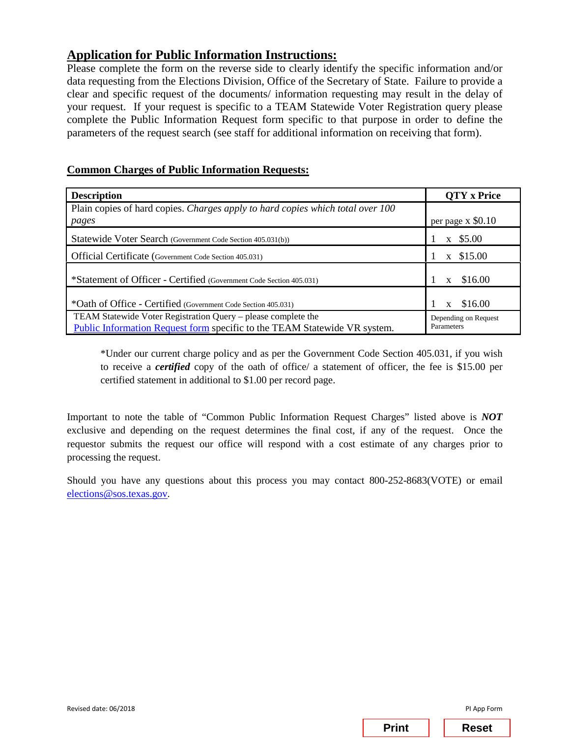## Application for Public Information Instructions:

Please complete the form on the reverse side to clearly identify the specific information and/or data requesting from the Elections Division, Office of the Secretary of State. Failure to provide a clear and specific request of the documents/ information requesting may result in the delay of your request. If your request is specific to a TEAM Statewide Voter Registration query please complete the Public Information Request form specific to that purpose in order to define the parameters of the request search (see staff for additional information on receiving that form).

## Common Charges of Public Information Requests:

| Description | QTY x Price |
| --- | --- |
| Plain copies of hard copies. *Charges apply to hard copies which total over 100 pages* | per page x $0.10 |
| Statewide Voter Search (Government Code Section 405.031(b)) | 1 x $5.00 |
| Official Certificate (Government Code Section 405.031) | 1 x $15.00 |
| *Statement of Officer - Certified (Government Code Section 405.031) | 1 x $16.00 |
| *Oath of Office - Certified (Government Code Section 405.031) | 1 x $16.00 |
| TEAM Statewide Voter Registration Query – please complete the Public Information Request form specific to the TEAM Statewide VR system. | Depending on Request Parameters |

*Under our current charge policy and as per the Government Code Section 405.031, if you wish to receive a ***certified*** copy of the oath of office/ a statement of officer, the fee is $15.00 per certified statement in additional to $1.00 per record page.

Important to note the table of "Common Public Information Request Charges" listed above is ***NOT*** exclusive and depending on the request determines the final cost, if any of the request. Once the requestor submits the request our office will respond with a cost estimate of any charges prior to processing the request.

Should you have any questions about this process you may contact 800-252-8683(VOTE) or email elections@sos.texas.gov.

Revised date: 06/2018

PI App Form

Print Reset